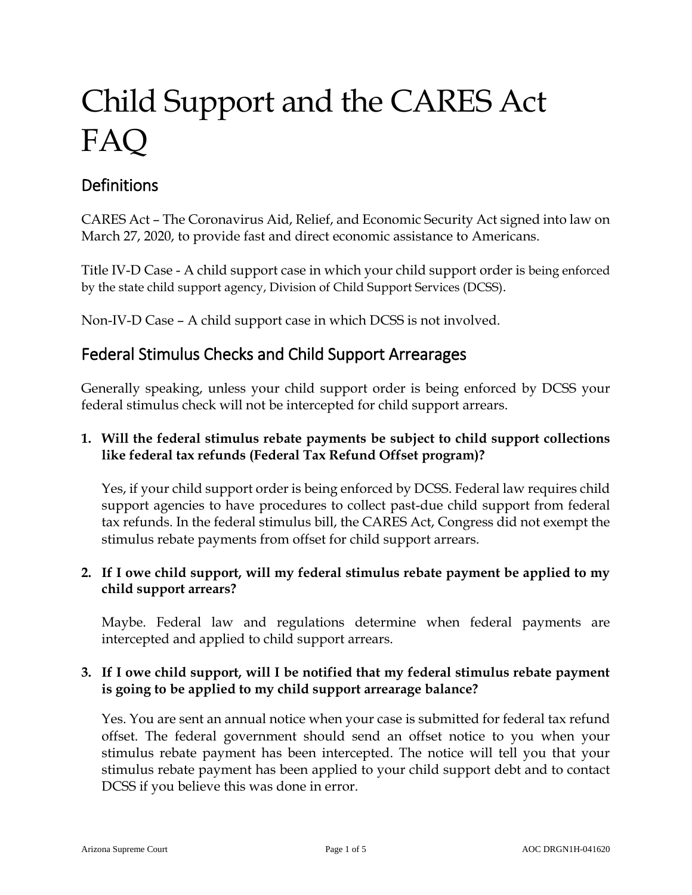# Child Support and the CARES Act FAQ

## Definitions

CARES Act – The Coronavirus Aid, Relief, and Economic Security Act signed into law on March 27, 2020, to provide fast and direct economic assistance to Americans.

Title IV-D Case - A child support case in which your child support order is being enforced by the state child support agency, Division of Child Support Services (DCSS).

Non-IV-D Case – A child support case in which DCSS is not involved.

## Federal Stimulus Checks and Child Support Arrearages

Generally speaking, unless your child support order is being enforced by DCSS your federal stimulus check will not be intercepted for child support arrears.

1. **Will the federal stimulus rebate payments be subject to child support collections like federal tax refunds (Federal Tax Refund Offset program)?**

   Yes, if your child support order is being enforced by DCSS. Federal law requires child support agencies to have procedures to collect past-due child support from federal tax refunds. In the federal stimulus bill, the CARES Act, Congress did not exempt the stimulus rebate payments from offset for child support arrears.

2. **If I owe child support, will my federal stimulus rebate payment be applied to my child support arrears?**

   Maybe. Federal law and regulations determine when federal payments are intercepted and applied to child support arrears.

3. **If I owe child support, will I be notified that my federal stimulus rebate payment is going to be applied to my child support arrearage balance?**

   Yes. You are sent an annual notice when your case is submitted for federal tax refund offset. The federal government should send an offset notice to you when your stimulus rebate payment has been intercepted. The notice will tell you that your stimulus rebate payment has been applied to your child support debt and to contact DCSS if you believe this was done in error.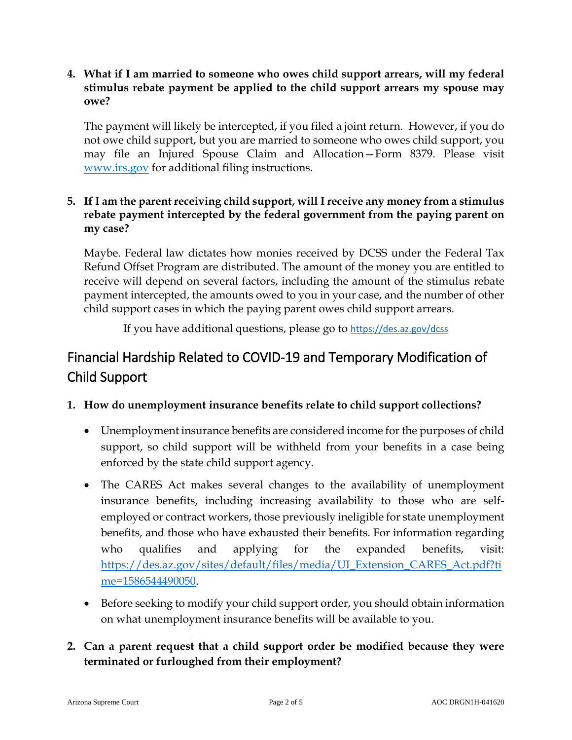4. **What if I am married to someone who owes child support arrears, will my federal stimulus rebate payment be applied to the child support arrears my spouse may owe?**

   The payment will likely be intercepted, if you filed a joint return. However, if you do not owe child support, but you are married to someone who owes child support, you may file an Injured Spouse Claim and Allocation—Form 8379. Please visit [www.irs.gov](http://www.irs.gov) for additional filing instructions.

5. **If I am the parent receiving child support, will I receive any money from a stimulus rebate payment intercepted by the federal government from the paying parent on my case?**

   Maybe. Federal law dictates how monies received by DCSS under the Federal Tax Refund Offset Program are distributed. The amount of the money you are entitled to receive will depend on several factors, including the amount of the stimulus rebate payment intercepted, the amounts owed to you in your case, and the number of other child support cases in which the paying parent owes child support arrears.

   If you have additional questions, please go to [https://des.az.gov/dcss](https://des.az.gov/dcss)

## Financial Hardship Related to COVID-19 and Temporary Modification of Child Support

1. **How do unemployment insurance benefits relate to child support collections?**

   - Unemployment insurance benefits are considered income for the purposes of child support, so child support will be withheld from your benefits in a case being enforced by the state child support agency.
   - The CARES Act makes several changes to the availability of unemployment insurance benefits, including increasing availability to those who are self-employed or contract workers, those previously ineligible for state unemployment benefits, and those who have exhausted their benefits. For information regarding who qualifies and applying for the expanded benefits, visit: [https://des.az.gov/sites/default/files/media/UI_Extension_CARES_Act.pdf?time=1586544490050](https://des.az.gov/sites/default/files/media/UI_Extension_CARES_Act.pdf?time=1586544490050).
   - Before seeking to modify your child support order, you should obtain information on what unemployment insurance benefits will be available to you.

2. **Can a parent request that a child support order be modified because they were terminated or furloughed from their employment?**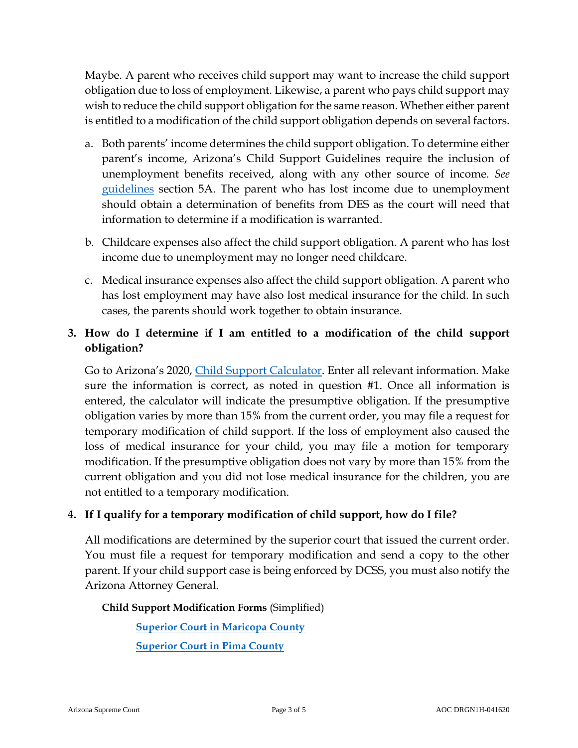Maybe. A parent who receives child support may want to increase the child support obligation due to loss of employment. Likewise, a parent who pays child support may wish to reduce the child support obligation for the same reason. Whether either parent is entitled to a modification of the child support obligation depends on several factors.

a. Both parents' income determines the child support obligation. To determine either parent's income, Arizona's Child Support Guidelines require the inclusion of unemployment benefits received, along with any other source of income. *See* guidelines section 5A. The parent who has lost income due to unemployment should obtain a determination of benefits from DES as the court will need that information to determine if a modification is warranted.

b. Childcare expenses also affect the child support obligation. A parent who has lost income due to unemployment may no longer need childcare.

c. Medical insurance expenses also affect the child support obligation. A parent who has lost employment may have also lost medical insurance for the child. In such cases, the parents should work together to obtain insurance.

**3. How do I determine if I am entitled to a modification of the child support obligation?**

Go to Arizona's 2020, Child Support Calculator. Enter all relevant information. Make sure the information is correct, as noted in question #1. Once all information is entered, the calculator will indicate the presumptive obligation. If the presumptive obligation varies by more than 15% from the current order, you may file a request for temporary modification of child support. If the loss of employment also caused the loss of medical insurance for your child, you may file a motion for temporary modification. If the presumptive obligation does not vary by more than 15% from the current obligation and you did not lose medical insurance for the children, you are not entitled to a temporary modification.

**4. If I qualify for a temporary modification of child support, how do I file?**

All modifications are determined by the superior court that issued the current order. You must file a request for temporary modification and send a copy to the other parent. If your child support case is being enforced by DCSS, you must also notify the Arizona Attorney General.

**Child Support Modification Forms** (Simplified)

**Superior Court in Maricopa County**

**Superior Court in Pima County**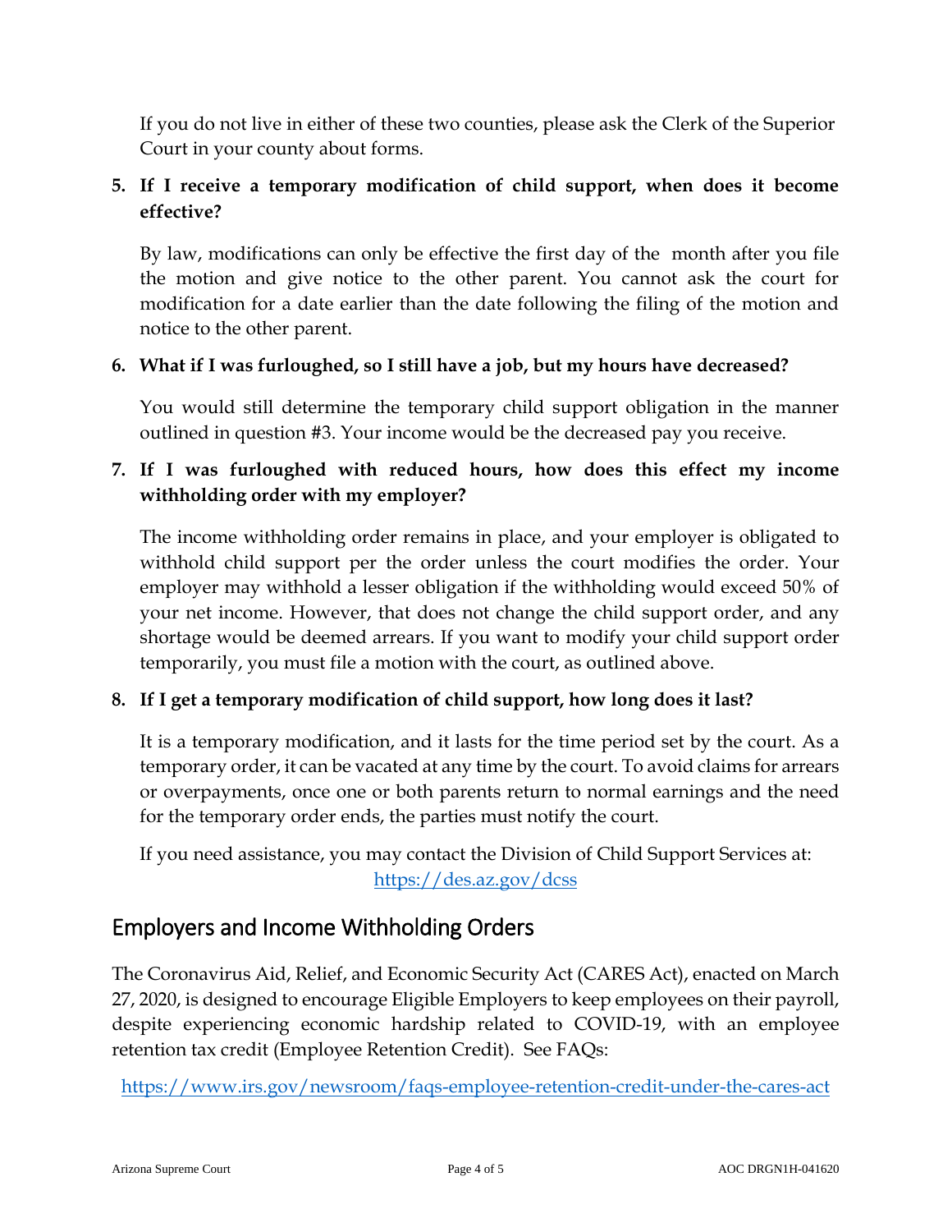If you do not live in either of these two counties, please ask the Clerk of the Superior Court in your county about forms.

5. **If I receive a temporary modification of child support, when does it become effective?**

   By law, modifications can only be effective the first day of the month after you file the motion and give notice to the other parent. You cannot ask the court for modification for a date earlier than the date following the filing of the motion and notice to the other parent.

6. **What if I was furloughed, so I still have a job, but my hours have decreased?**

   You would still determine the temporary child support obligation in the manner outlined in question #3. Your income would be the decreased pay you receive.

7. **If I was furloughed with reduced hours, how does this effect my income withholding order with my employer?**

   The income withholding order remains in place, and your employer is obligated to withhold child support per the order unless the court modifies the order. Your employer may withhold a lesser obligation if the withholding would exceed 50% of your net income. However, that does not change the child support order, and any shortage would be deemed arrears. If you want to modify your child support order temporarily, you must file a motion with the court, as outlined above.

8. **If I get a temporary modification of child support, how long does it last?**

   It is a temporary modification, and it lasts for the time period set by the court. As a temporary order, it can be vacated at any time by the court. To avoid claims for arrears or overpayments, once one or both parents return to normal earnings and the need for the temporary order ends, the parties must notify the court.

   If you need assistance, you may contact the Division of Child Support Services at: [https://des.az.gov/dcss](https://des.az.gov/dcss)

## Employers and Income Withholding Orders

The Coronavirus Aid, Relief, and Economic Security Act (CARES Act), enacted on March 27, 2020, is designed to encourage Eligible Employers to keep employees on their payroll, despite experiencing economic hardship related to COVID-19, with an employee retention tax credit (Employee Retention Credit). See FAQs:

[https://www.irs.gov/newsroom/faqs-employee-retention-credit-under-the-cares-act](https://www.irs.gov/newsroom/faqs-employee-retention-credit-under-the-cares-act)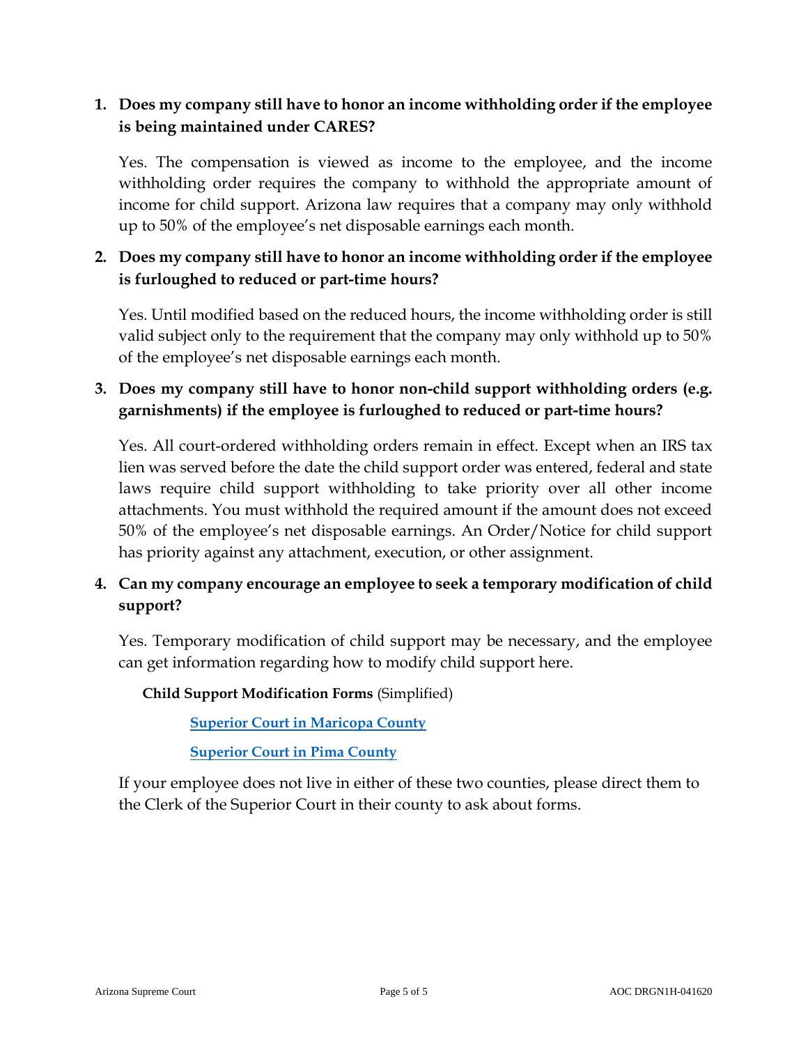1. **Does my company still have to honor an income withholding order if the employee is being maintained under CARES?**

   Yes. The compensation is viewed as income to the employee, and the income withholding order requires the company to withhold the appropriate amount of income for child support. Arizona law requires that a company may only withhold up to 50% of the employee's net disposable earnings each month.

2. **Does my company still have to honor an income withholding order if the employee is furloughed to reduced or part-time hours?**

   Yes. Until modified based on the reduced hours, the income withholding order is still valid subject only to the requirement that the company may only withhold up to 50% of the employee's net disposable earnings each month.

3. **Does my company still have to honor non-child support withholding orders (e.g. garnishments) if the employee is furloughed to reduced or part-time hours?**

   Yes. All court-ordered withholding orders remain in effect. Except when an IRS tax lien was served before the date the child support order was entered, federal and state laws require child support withholding to take priority over all other income attachments. You must withhold the required amount if the amount does not exceed 50% of the employee's net disposable earnings. An Order/Notice for child support has priority against any attachment, execution, or other assignment.

4. **Can my company encourage an employee to seek a temporary modification of child support?**

   Yes. Temporary modification of child support may be necessary, and the employee can get information regarding how to modify child support here.

   **Child Support Modification Forms** (Simplified)

   Superior Court in Maricopa County

   Superior Court in Pima County

   If your employee does not live in either of these two counties, please direct them to the Clerk of the Superior Court in their county to ask about forms.